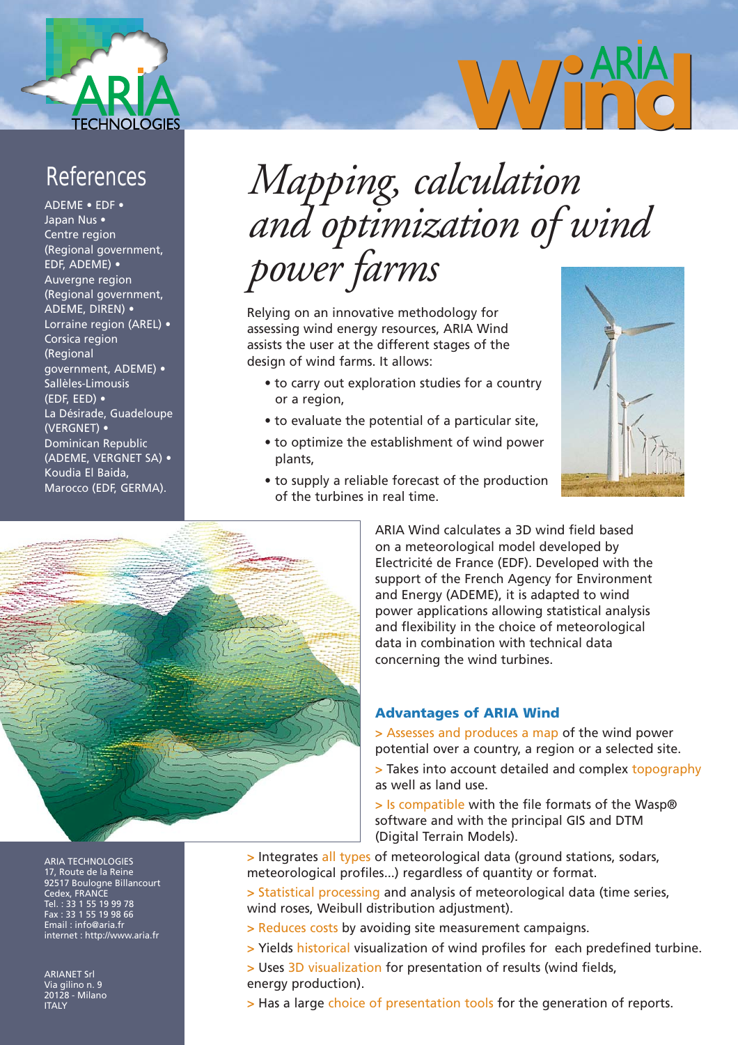ARIA TECHNOLOGIES

ARIA Wind

## References

ADEME • EDF • Japan Nus • Centre region (Regional government, EDF, ADEME) • Auvergne region (Regional government, ADEME, DIREN) • Lorraine region (AREL) • Corsica region (Regional government, ADEME) • Sallèles-Limousis (EDF, EED) • La Désirade, Guadeloupe (VERGNET) • Dominican Republic (ADEME, VERGNET SA) • Koudia El Baida, Marocco (EDF, GERMA).

# *Mapping, calculation and optimization of wind power farms*

Relying on an innovative methodology for assessing wind energy resources, ARIA Wind assists the user at the different stages of the design of wind farms. It allows:

- to carry out exploration studies for a country or a region,
- to evaluate the potential of a particular site,
- to optimize the establishment of wind power plants,
- to supply a reliable forecast of the production of the turbines in real time.

ARIA Wind calculates a 3D wind field based on a meteorological model developed by Electricité de France (EDF). Developed with the support of the French Agency for Environment and Energy (ADEME), it is adapted to wind power applications allowing statistical analysis and flexibility in the choice of meteorological data in combination with technical data concerning the wind turbines.

### Advantages of ARIA Wind

> Assesses and produces a map of the wind power potential over a country, a region or a selected site.

> Takes into account detailed and complex topography as well as land use.

> Is compatible with the file formats of the Wasp® software and with the principal GIS and DTM (Digital Terrain Models).

> Integrates all types of meteorological data (ground stations, sodars, meteorological profiles...) regardless of quantity or format.

> Statistical processing and analysis of meteorological data (time series, wind roses, Weibull distribution adjustment).

> Reduces costs by avoiding site measurement campaigns.

> Yields historical visualization of wind profiles for each predefined turbine.

> Uses 3D visualization for presentation of results (wind fields, energy production).

> Has a large choice of presentation tools for the generation of reports.

ARIA TECHNOLOGIES
17, Route de la Reine
92517 Boulogne Billancourt
Cedex, FRANCE
Tel. : 33 1 55 19 99 78
Fax : 33 1 55 19 98 66
Email : info@aria.fr
internet : http://www.aria.fr

ARIANET Srl
Via gilino n. 9
20128 - Milano
ITALY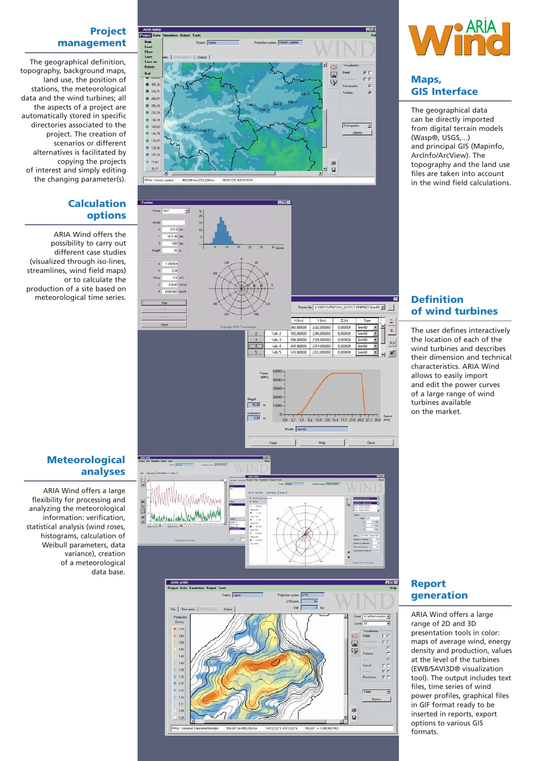## Project management

The geographical definition, topography, background maps, land use, the position of stations, the meteorological data and the wind turbines; all the aspects of a project are automatically stored in specific directories associated to the project. The creation of scenarios or different alternatives is facilitated by copying the projects of interest and simply editing the changing parameter(s).

## Calculation options

ARIA Wind offers the possibility to carry out different case studies (visualized through iso-lines, streamlines, wind field maps) or to calculate the production of a site based on meteorological time series.

## Meteorological analyses

ARIA Wind offers a large flexibility for processing and analyzing the meteorological information: verification, statistical analysis (wind roses, histograms, calculation of Weibull parameters, data variance), creation of a meteorological data base.

ARIA Wind

## Maps, GIS Interface

The geographical data can be directly imported from digital terrain models (Wasp®, USGS,...) and principal GIS (Mapinfo, ArcInfo/ArcView). The topography and the land use files are taken into account in the wind field calculations.

## Definition of wind turbines

The user defines interactively the location of each of the wind turbines and describes their dimension and technical characteristics. ARIA Wind allows to easily import and edit the power curves of a large range of wind turbines available on the market.

## Report generation

ARIA Wind offers a large range of 2D and 3D presentation tools in color: maps of average wind, energy density and production, values at the level of the turbines (EWB/SAVI3D® visualization tool). The output includes text files, time series of wind power profiles, graphical files in GIF format ready to be inserted in reports, export options to various GIS formats.